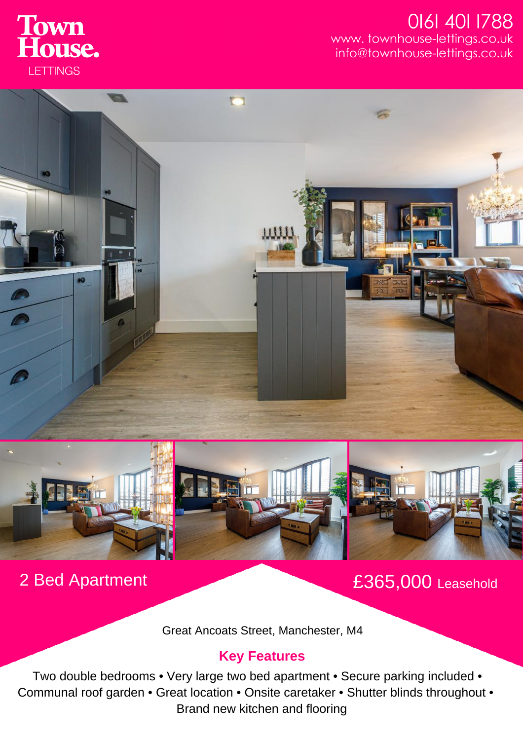# Town House. LETTINGS

0161 401 1788
www. townhouse-lettings.co.uk
info@townhouse-lettings.co.uk

## 2 Bed Apartment

## £365,000 Leasehold

Great Ancoats Street, Manchester, M4

### Key Features

Two double bedrooms • Very large two bed apartment • Secure parking included • Communal roof garden • Great location • Onsite caretaker • Shutter blinds throughout • Brand new kitchen and flooring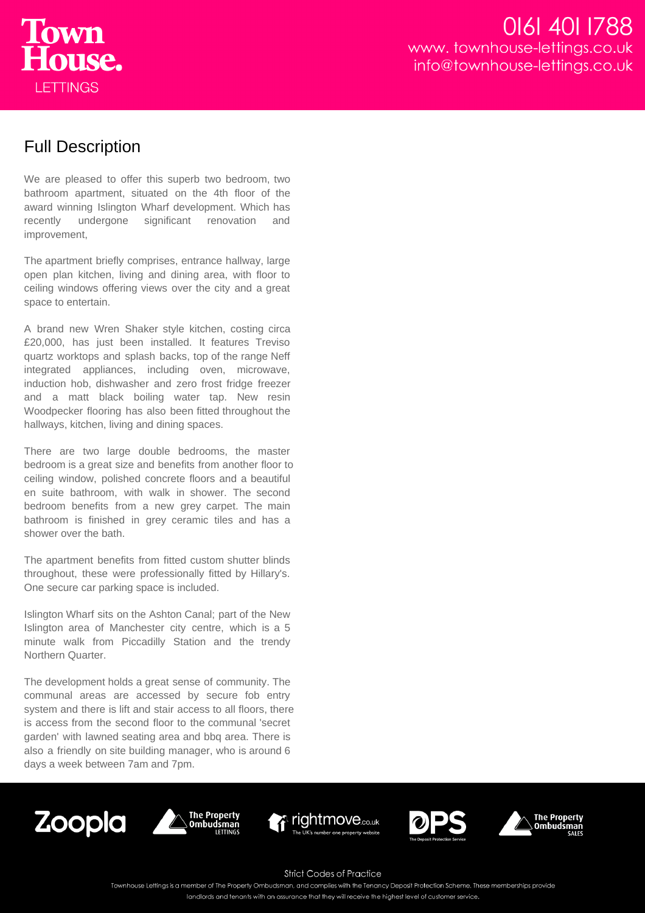## Full Description

We are pleased to offer this superb two bedroom, two bathroom apartment, situated on the 4th floor of the award winning Islington Wharf development. Which has recently undergone significant renovation and improvement,

The apartment briefly comprises, entrance hallway, large open plan kitchen, living and dining area, with floor to ceiling windows offering views over the city and a great space to entertain.

A brand new Wren Shaker style kitchen, costing circa £20,000, has just been installed. It features Treviso quartz worktops and splash backs, top of the range Neff integrated appliances, including oven, microwave, induction hob, dishwasher and zero frost fridge freezer and a matt black boiling water tap. New resin Woodpecker flooring has also been fitted throughout the hallways, kitchen, living and dining spaces.

There are two large double bedrooms, the master bedroom is a great size and benefits from another floor to ceiling window, polished concrete floors and a beautiful en suite bathroom, with walk in shower. The second bedroom benefits from a new grey carpet. The main bathroom is finished in grey ceramic tiles and has a shower over the bath.

The apartment benefits from fitted custom shutter blinds throughout, these were professionally fitted by Hillary's. One secure car parking space is included.

Islington Wharf sits on the Ashton Canal; part of the New Islington area of Manchester city centre, which is a 5 minute walk from Piccadilly Station and the trendy Northern Quarter.

The development holds a great sense of community. The communal areas are accessed by secure fob entry system and there is lift and stair access to all floors, there is access from the second floor to the communal 'secret garden' with lawned seating area and bbq area. There is also a friendly on site building manager, who is around 6 days a week between 7am and 7pm.

Strict Codes of Practice

Townhouse Lettings is a member of The Property Ombudsman, and complies with the Tenancy Deposit Protection Scheme. These memberships provide landlords and tenants with an assurance that they will receive the highest level of customer service.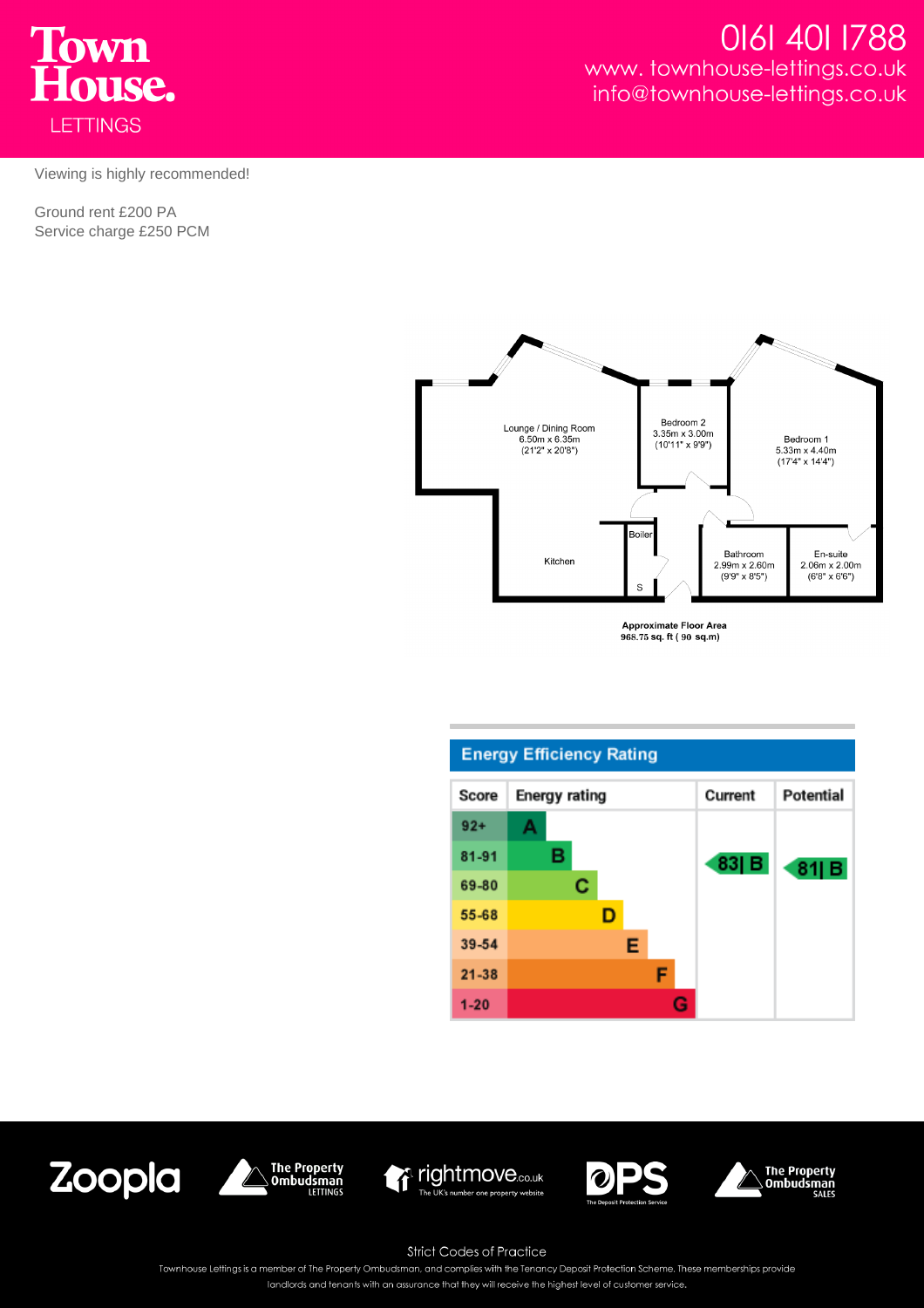Town House. LETTINGS

0161 401 1788
www. townhouse-lettings.co.uk
info@townhouse-lettings.co.uk

Viewing is highly recommended!

Ground rent £200 PA
Service charge £250 PCM

Lounge / Dining Room
6.50m x 6.35m
(21'2" x 20'8")

Bedroom 2
3.35m x 3.00m
(10'11" x 9'9")

Bedroom 1
5.33m x 4.40m
(17'4" x 14'4")

Boiler

Kitchen

S

Bathroom
2.99m x 2.60m
(9'9" x 8'5")

En-suite
2.06m x 2.00m
(6'8" x 6'6")

**Approximate Floor Area**
**968.75 sq. ft ( 90 sq.m)**

## Energy Efficiency Rating

Score | Energy rating | Current | Potential

92+ A
81-91 B
69-80 C
55-68 D
39-54 E
21-38 F
1-20 G

Current: 83 | B
Potential: 81 | B

Zoopla | The Property Ombudsman LETTINGS | rightmove.co.uk The UK's number one property website | DPS The Deposit Protection Service | The Property Ombudsman SALES

Strict Codes of Practice

Townhouse Lettings is a member of The Property Ombudsman, and complies with the Tenancy Deposit Protection Scheme. These memberships provide landlords and tenants with an assurance that they will receive the highest level of customer service.